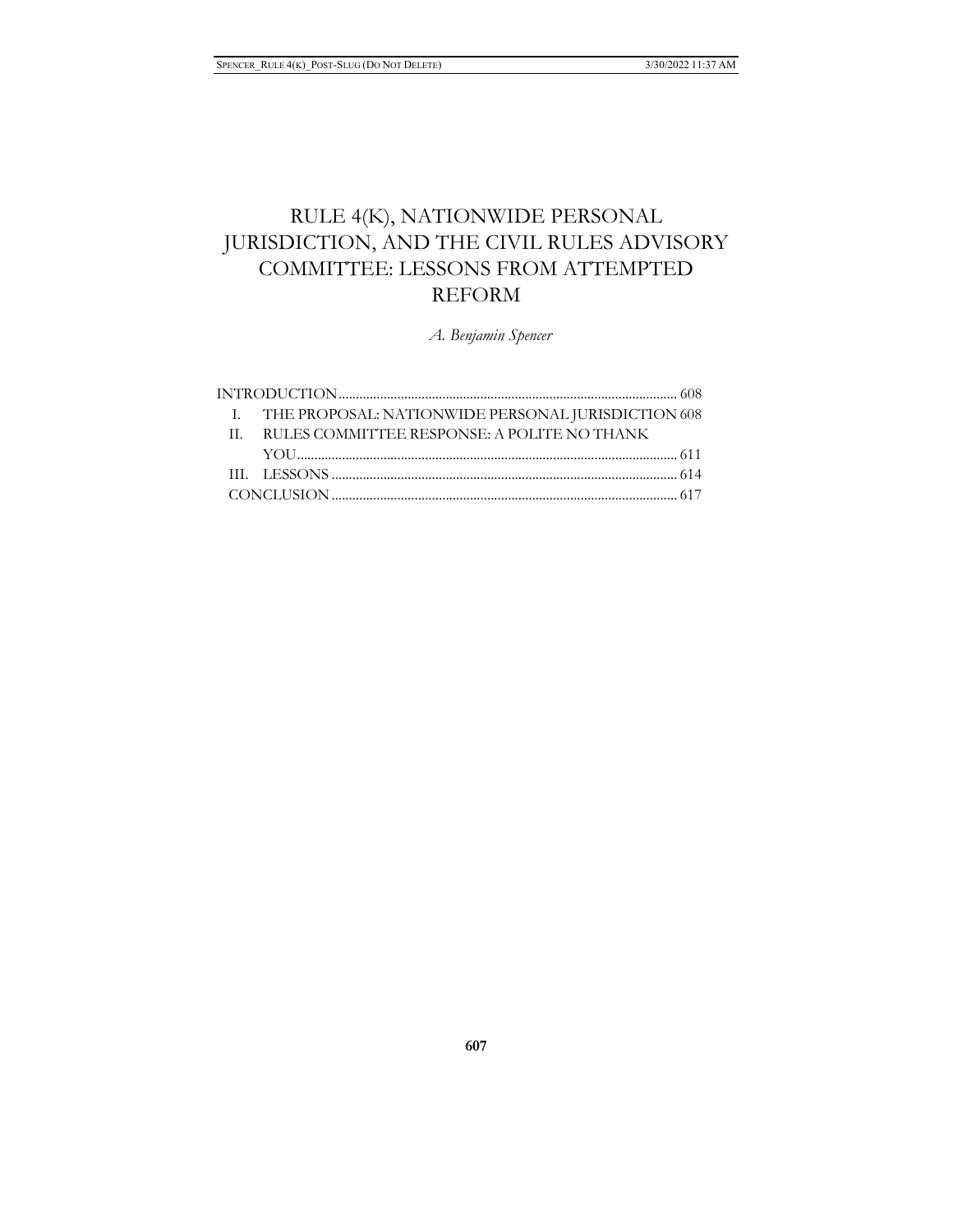# RULE 4(K), NATIONWIDE PERSONAL JURISDICTION, AND THE CIVIL RULES ADVISORY COMMITTEE: LESSONS FROM ATTEMPTED REFORM

*A. Benjamin Spencer*

INTRODUCTION .................................................................................................. 608

I. THE PROPOSAL: NATIONWIDE PERSONAL JURISDICTION 608

II. RULES COMMITTEE RESPONSE: A POLITE NO THANK YOU ........................................................................................................ 611

III. LESSONS ..................................................................................................... 614

CONCLUSION ..................................................................................................... 617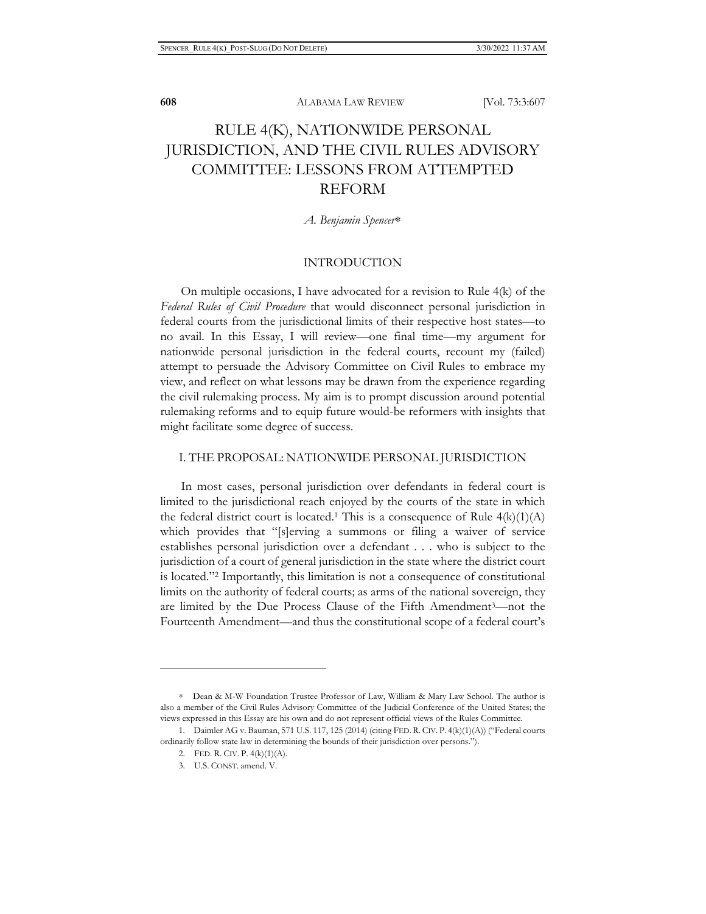# RULE 4(K), NATIONWIDE PERSONAL JURISDICTION, AND THE CIVIL RULES ADVISORY COMMITTEE: LESSONS FROM ATTEMPTED REFORM

*A. Benjamin Spencer\**

## INTRODUCTION

On multiple occasions, I have advocated for a revision to Rule 4(k) of the *Federal Rules of Civil Procedure* that would disconnect personal jurisdiction in federal courts from the jurisdictional limits of their respective host states—to no avail. In this Essay, I will review—one final time—my argument for nationwide personal jurisdiction in the federal courts, recount my (failed) attempt to persuade the Advisory Committee on Civil Rules to embrace my view, and reflect on what lessons may be drawn from the experience regarding the civil rulemaking process. My aim is to prompt discussion around potential rulemaking reforms and to equip future would-be reformers with insights that might facilitate some degree of success.

## I. THE PROPOSAL: NATIONWIDE PERSONAL JURISDICTION

In most cases, personal jurisdiction over defendants in federal court is limited to the jurisdictional reach enjoyed by the courts of the state in which the federal district court is located.[1] This is a consequence of Rule 4(k)(1)(A) which provides that "[s]erving a summons or filing a waiver of service establishes personal jurisdiction over a defendant . . . who is subject to the jurisdiction of a court of general jurisdiction in the state where the district court is located."[2] Importantly, this limitation is not a consequence of constitutional limits on the authority of federal courts; as arms of the national sovereign, they are limited by the Due Process Clause of the Fifth Amendment[3]—not the Fourteenth Amendment—and thus the constitutional scope of a federal court's

---

\* Dean & M-W Foundation Trustee Professor of Law, William & Mary Law School. The author is also a member of the Civil Rules Advisory Committee of the Judicial Conference of the United States; the views expressed in this Essay are his own and do not represent official views of the Rules Committee.

1. Daimler AG v. Bauman, 571 U.S. 117, 125 (2014) (citing FED. R. CIV. P. 4(k)(1)(A)) ("Federal courts ordinarily follow state law in determining the bounds of their jurisdiction over persons.").

2. FED. R. CIV. P. 4(k)(1)(A).

3. U.S. CONST. amend. V.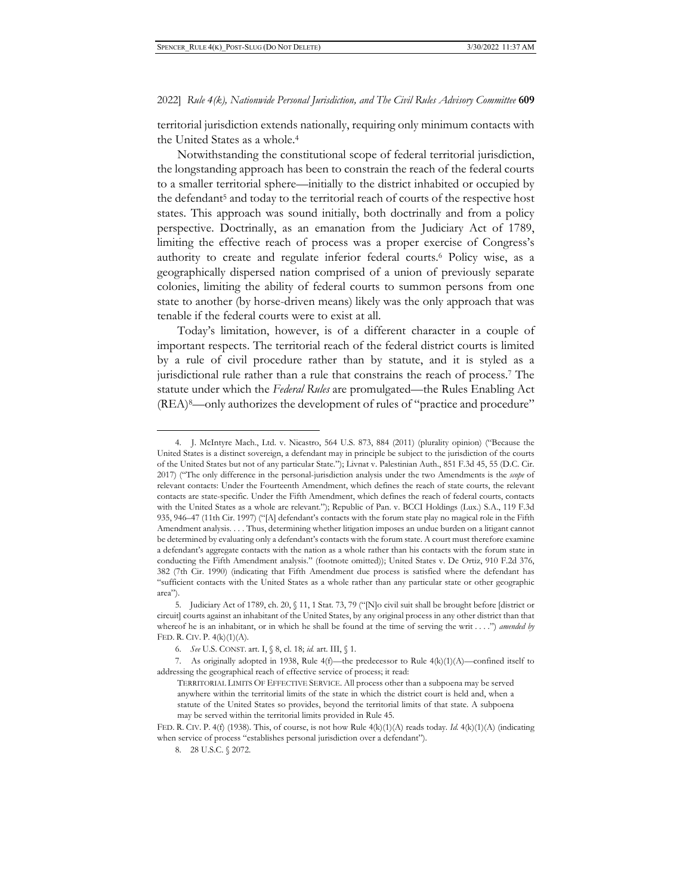territorial jurisdiction extends nationally, requiring only minimum contacts with the United States as a whole.[4]

Notwithstanding the constitutional scope of federal territorial jurisdiction, the longstanding approach has been to constrain the reach of the federal courts to a smaller territorial sphere—initially to the district inhabited or occupied by the defendant[5] and today to the territorial reach of courts of the respective host states. This approach was sound initially, both doctrinally and from a policy perspective. Doctrinally, as an emanation from the Judiciary Act of 1789, limiting the effective reach of process was a proper exercise of Congress's authority to create and regulate inferior federal courts.[6] Policy wise, as a geographically dispersed nation comprised of a union of previously separate colonies, limiting the ability of federal courts to summon persons from one state to another (by horse-driven means) likely was the only approach that was tenable if the federal courts were to exist at all.

Today's limitation, however, is of a different character in a couple of important respects. The territorial reach of the federal district courts is limited by a rule of civil procedure rather than by statute, and it is styled as a jurisdictional rule rather than a rule that constrains the reach of process.[7] The statute under which the *Federal Rules* are promulgated—the Rules Enabling Act (REA)[8]—only authorizes the development of rules of "practice and procedure"

---

4. J. McIntyre Mach., Ltd. v. Nicastro, 564 U.S. 873, 884 (2011) (plurality opinion) ("Because the United States is a distinct sovereign, a defendant may in principle be subject to the jurisdiction of the courts of the United States but not of any particular State."); Livnat v. Palestinian Auth., 851 F.3d 45, 55 (D.C. Cir. 2017) ("The only difference in the personal-jurisdiction analysis under the two Amendments is the *scope* of relevant contacts: Under the Fourteenth Amendment, which defines the reach of state courts, the relevant contacts are state-specific. Under the Fifth Amendment, which defines the reach of federal courts, contacts with the United States as a whole are relevant."); Republic of Pan. v. BCCI Holdings (Lux.) S.A., 119 F.3d 935, 946–47 (11th Cir. 1997) ("[A] defendant's contacts with the forum state play no magical role in the Fifth Amendment analysis. . . . Thus, determining whether litigation imposes an undue burden on a litigant cannot be determined by evaluating only a defendant's contacts with the forum state. A court must therefore examine a defendant's aggregate contacts with the nation as a whole rather than his contacts with the forum state in conducting the Fifth Amendment analysis." (footnote omitted)); United States v. De Ortiz, 910 F.2d 376, 382 (7th Cir. 1990) (indicating that Fifth Amendment due process is satisfied where the defendant has "sufficient contacts with the United States as a whole rather than any particular state or other geographic area").

5. Judiciary Act of 1789, ch. 20, § 11, 1 Stat. 73, 79 ("[N]o civil suit shall be brought before [district or circuit] courts against an inhabitant of the United States, by any original process in any other district than that whereof he is an inhabitant, or in which he shall be found at the time of serving the writ . . . .") *amended by* FED. R. CIV. P. 4(k)(1)(A).

6. *See* U.S. CONST. art. I, § 8, cl. 18; *id.* art. III, § 1.

7. As originally adopted in 1938, Rule 4(f)—the predecessor to Rule 4(k)(1)(A)—confined itself to addressing the geographical reach of effective service of process; it read:

> TERRITORIAL LIMITS OF EFFECTIVE SERVICE. All process other than a subpoena may be served anywhere within the territorial limits of the state in which the district court is held and, when a statute of the United States so provides, beyond the territorial limits of that state. A subpoena may be served within the territorial limits provided in Rule 45.

FED. R. CIV. P. 4(f) (1938). This, of course, is not how Rule 4(k)(1)(A) reads today. *Id.* 4(k)(1)(A) (indicating when service of process "establishes personal jurisdiction over a defendant").

8. 28 U.S.C. § 2072.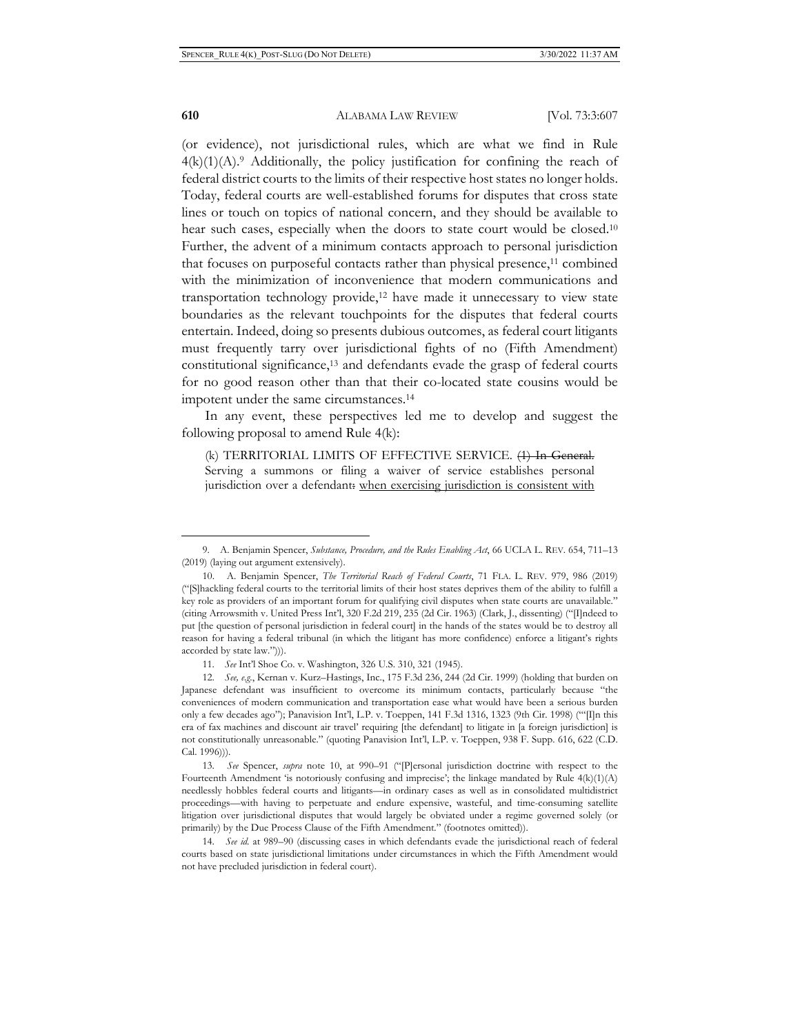(or evidence), not jurisdictional rules, which are what we find in Rule 4(k)(1)(A).[9] Additionally, the policy justification for confining the reach of federal district courts to the limits of their respective host states no longer holds. Today, federal courts are well-established forums for disputes that cross state lines or touch on topics of national concern, and they should be available to hear such cases, especially when the doors to state court would be closed.[10] Further, the advent of a minimum contacts approach to personal jurisdiction that focuses on purposeful contacts rather than physical presence,[11] combined with the minimization of inconvenience that modern communications and transportation technology provide,[12] have made it unnecessary to view state boundaries as the relevant touchpoints for the disputes that federal courts entertain. Indeed, doing so presents dubious outcomes, as federal court litigants must frequently tarry over jurisdictional fights of no (Fifth Amendment) constitutional significance,[13] and defendants evade the grasp of federal courts for no good reason other than that their co-located state cousins would be impotent under the same circumstances.[14]

In any event, these perspectives led me to develop and suggest the following proposal to amend Rule 4(k):

> (k) TERRITORIAL LIMITS OF EFFECTIVE SERVICE. ~~(1) In General.~~ Serving a summons or filing a waiver of service establishes personal jurisdiction over a defendant~~:~~ <u>when exercising jurisdiction is consistent with</u>

---

9. A. Benjamin Spencer, *Substance, Procedure, and the Rules Enabling Act*, 66 UCLA L. REV. 654, 711–13 (2019) (laying out argument extensively).

10. A. Benjamin Spencer, *The Territorial Reach of Federal Courts*, 71 FLA. L. REV. 979, 986 (2019) ("[S]hackling federal courts to the territorial limits of their host states deprives them of the ability to fulfill a key role as providers of an important forum for qualifying civil disputes when state courts are unavailable." (citing Arrowsmith v. United Press Int'l, 320 F.2d 219, 235 (2d Cir. 1963) (Clark, J., dissenting) ("[I]ndeed to put [the question of personal jurisdiction in federal court] in the hands of the states would be to destroy all reason for having a federal tribunal (in which the litigant has more confidence) enforce a litigant's rights accorded by state law."))).

11. *See* Int'l Shoe Co. v. Washington, 326 U.S. 310, 321 (1945).

12. *See, e.g.*, Kernan v. Kurz–Hastings, Inc., 175 F.3d 236, 244 (2d Cir. 1999) (holding that burden on Japanese defendant was insufficient to overcome its minimum contacts, particularly because "the conveniences of modern communication and transportation ease what would have been a serious burden only a few decades ago"); Panavision Int'l, L.P. v. Toeppen, 141 F.3d 1316, 1323 (9th Cir. 1998) ("'[I]n this era of fax machines and discount air travel' requiring [the defendant] to litigate in [a foreign jurisdiction] is not constitutionally unreasonable." (quoting Panavision Int'l, L.P. v. Toeppen, 938 F. Supp. 616, 622 (C.D. Cal. 1996))).

13. *See* Spencer, *supra* note 10, at 990–91 ("[P]ersonal jurisdiction doctrine with respect to the Fourteenth Amendment 'is notoriously confusing and imprecise'; the linkage mandated by Rule 4(k)(1)(A) needlessly hobbles federal courts and litigants—in ordinary cases as well as in consolidated multidistrict proceedings—with having to perpetuate and endure expensive, wasteful, and time-consuming satellite litigation over jurisdictional disputes that would largely be obviated under a regime governed solely (or primarily) by the Due Process Clause of the Fifth Amendment." (footnotes omitted)).

14. *See id.* at 989–90 (discussing cases in which defendants evade the jurisdictional reach of federal courts based on state jurisdictional limitations under circumstances in which the Fifth Amendment would not have precluded jurisdiction in federal court).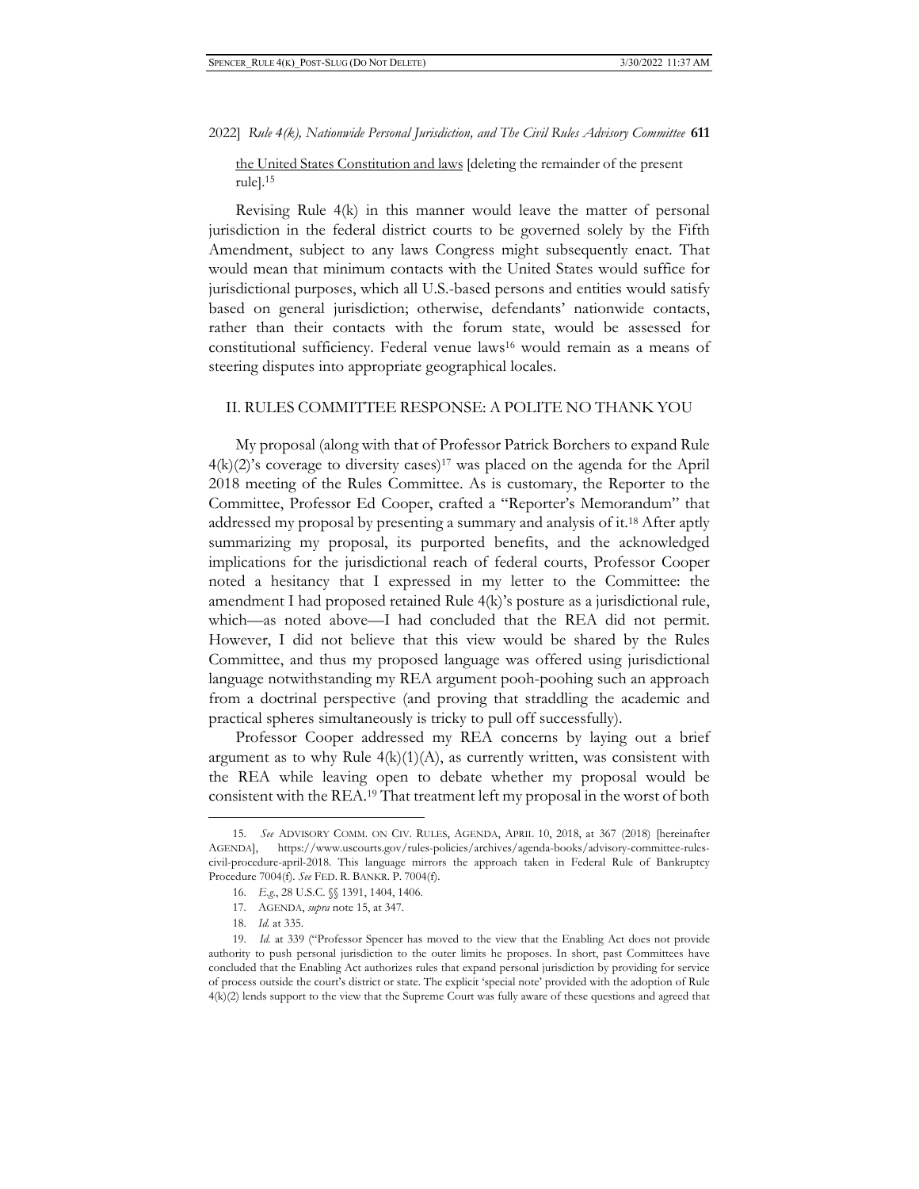the United States Constitution and laws [deleting the remainder of the present rule].[15]

Revising Rule 4(k) in this manner would leave the matter of personal jurisdiction in the federal district courts to be governed solely by the Fifth Amendment, subject to any laws Congress might subsequently enact. That would mean that minimum contacts with the United States would suffice for jurisdictional purposes, which all U.S.-based persons and entities would satisfy based on general jurisdiction; otherwise, defendants' nationwide contacts, rather than their contacts with the forum state, would be assessed for constitutional sufficiency. Federal venue laws[16] would remain as a means of steering disputes into appropriate geographical locales.

## II. RULES COMMITTEE RESPONSE: A POLITE NO THANK YOU

My proposal (along with that of Professor Patrick Borchers to expand Rule 4(k)(2)'s coverage to diversity cases)[17] was placed on the agenda for the April 2018 meeting of the Rules Committee. As is customary, the Reporter to the Committee, Professor Ed Cooper, crafted a "Reporter's Memorandum" that addressed my proposal by presenting a summary and analysis of it.[18] After aptly summarizing my proposal, its purported benefits, and the acknowledged implications for the jurisdictional reach of federal courts, Professor Cooper noted a hesitancy that I expressed in my letter to the Committee: the amendment I had proposed retained Rule 4(k)'s posture as a jurisdictional rule, which—as noted above—I had concluded that the REA did not permit. However, I did not believe that this view would be shared by the Rules Committee, and thus my proposed language was offered using jurisdictional language notwithstanding my REA argument pooh-poohing such an approach from a doctrinal perspective (and proving that straddling the academic and practical spheres simultaneously is tricky to pull off successfully).

Professor Cooper addressed my REA concerns by laying out a brief argument as to why Rule 4(k)(1)(A), as currently written, was consistent with the REA while leaving open to debate whether my proposal would be consistent with the REA.[19] That treatment left my proposal in the worst of both

---

15. *See* ADVISORY COMM. ON CIV. RULES, AGENDA, APRIL 10, 2018, at 367 (2018) [hereinafter AGENDA], https://www.uscourts.gov/rules-policies/archives/agenda-books/advisory-committee-rules-civil-procedure-april-2018. This language mirrors the approach taken in Federal Rule of Bankruptcy Procedure 7004(f). *See* FED. R. BANKR. P. 7004(f).

16. *E.g.*, 28 U.S.C. §§ 1391, 1404, 1406.

17. AGENDA, *supra* note 15, at 347.

18. *Id.* at 335.

19. *Id.* at 339 ("Professor Spencer has moved to the view that the Enabling Act does not provide authority to push personal jurisdiction to the outer limits he proposes. In short, past Committees have concluded that the Enabling Act authorizes rules that expand personal jurisdiction by providing for service of process outside the court's district or state. The explicit 'special note' provided with the adoption of Rule 4(k)(2) lends support to the view that the Supreme Court was fully aware of these questions and agreed that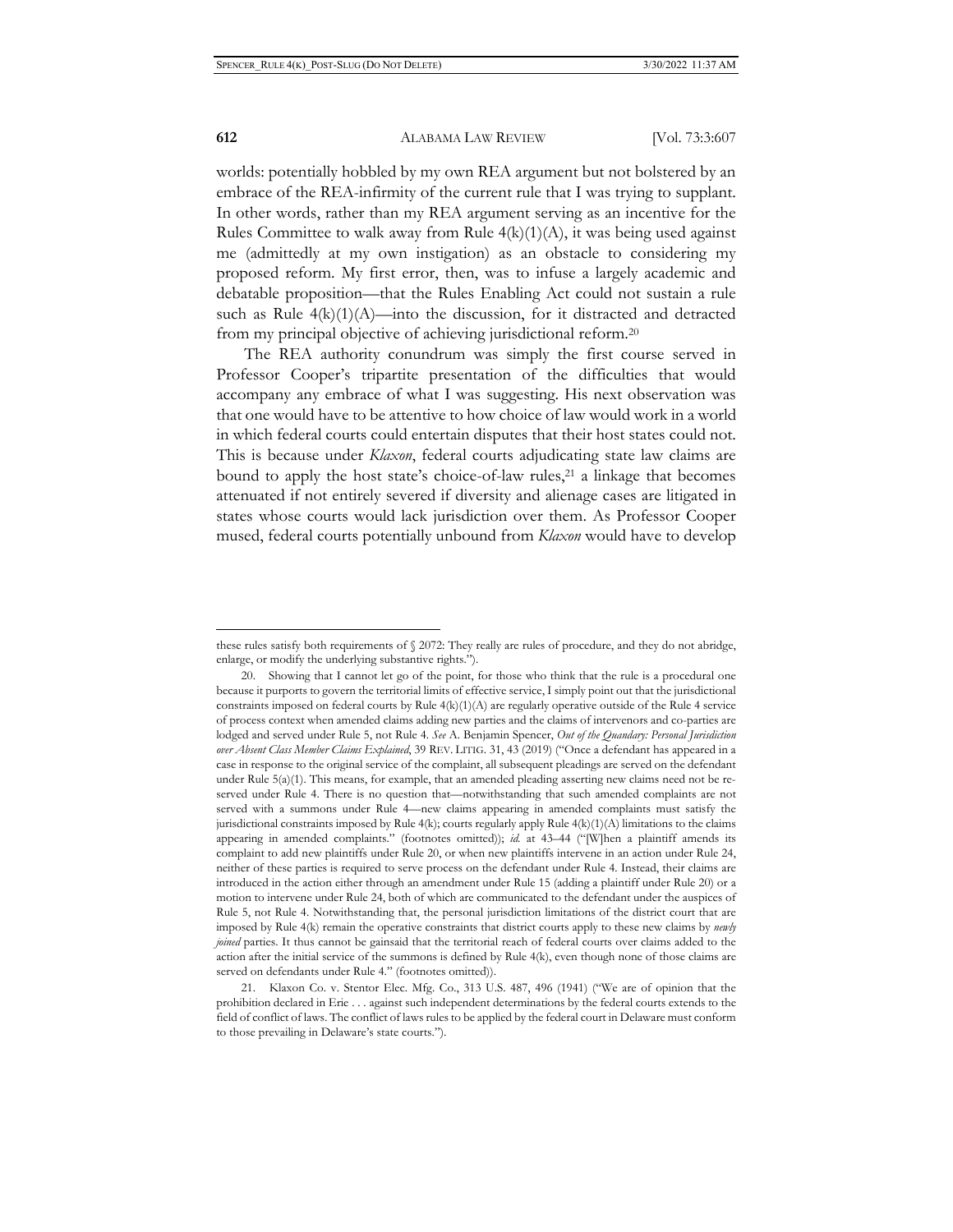worlds: potentially hobbled by my own REA argument but not bolstered by an embrace of the REA-infirmity of the current rule that I was trying to supplant. In other words, rather than my REA argument serving as an incentive for the Rules Committee to walk away from Rule 4(k)(1)(A), it was being used against me (admittedly at my own instigation) as an obstacle to considering my proposed reform. My first error, then, was to infuse a largely academic and debatable proposition—that the Rules Enabling Act could not sustain a rule such as Rule 4(k)(1)(A)—into the discussion, for it distracted and detracted from my principal objective of achieving jurisdictional reform.[20]

The REA authority conundrum was simply the first course served in Professor Cooper's tripartite presentation of the difficulties that would accompany any embrace of what I was suggesting. His next observation was that one would have to be attentive to how choice of law would work in a world in which federal courts could entertain disputes that their host states could not. This is because under *Klaxon*, federal courts adjudicating state law claims are bound to apply the host state's choice-of-law rules,[21] a linkage that becomes attenuated if not entirely severed if diversity and alienage cases are litigated in states whose courts would lack jurisdiction over them. As Professor Cooper mused, federal courts potentially unbound from *Klaxon* would have to develop

---

these rules satisfy both requirements of § 2072: They really are rules of procedure, and they do not abridge, enlarge, or modify the underlying substantive rights.").

20. Showing that I cannot let go of the point, for those who think that the rule is a procedural one because it purports to govern the territorial limits of effective service, I simply point out that the jurisdictional constraints imposed on federal courts by Rule 4(k)(1)(A) are regularly operative outside of the Rule 4 service of process context when amended claims adding new parties and the claims of intervenors and co-parties are lodged and served under Rule 5, not Rule 4. *See* A. Benjamin Spencer, *Out of the Quandary: Personal Jurisdiction over Absent Class Member Claims Explained*, 39 REV. LITIG. 31, 43 (2019) ("Once a defendant has appeared in a case in response to the original service of the complaint, all subsequent pleadings are served on the defendant under Rule 5(a)(1). This means, for example, that an amended pleading asserting new claims need not be re-served under Rule 4. There is no question that—notwithstanding that such amended complaints are not served with a summons under Rule 4—new claims appearing in amended complaints must satisfy the jurisdictional constraints imposed by Rule 4(k); courts regularly apply Rule 4(k)(1)(A) limitations to the claims appearing in amended complaints." (footnotes omitted)); *id.* at 43–44 ("[W]hen a plaintiff amends its complaint to add new plaintiffs under Rule 20, or when new plaintiffs intervene in an action under Rule 24, neither of these parties is required to serve process on the defendant under Rule 4. Instead, their claims are introduced in the action either through an amendment under Rule 15 (adding a plaintiff under Rule 20) or a motion to intervene under Rule 24, both of which are communicated to the defendant under the auspices of Rule 5, not Rule 4. Notwithstanding that, the personal jurisdiction limitations of the district court that are imposed by Rule 4(k) remain the operative constraints that district courts apply to these new claims by *newly joined* parties. It thus cannot be gainsaid that the territorial reach of federal courts over claims added to the action after the initial service of the summons is defined by Rule 4(k), even though none of those claims are served on defendants under Rule 4." (footnotes omitted)).

21. Klaxon Co. v. Stentor Elec. Mfg. Co., 313 U.S. 487, 496 (1941) ("We are of opinion that the prohibition declared in Erie . . . against such independent determinations by the federal courts extends to the field of conflict of laws. The conflict of laws rules to be applied by the federal court in Delaware must conform to those prevailing in Delaware's state courts.").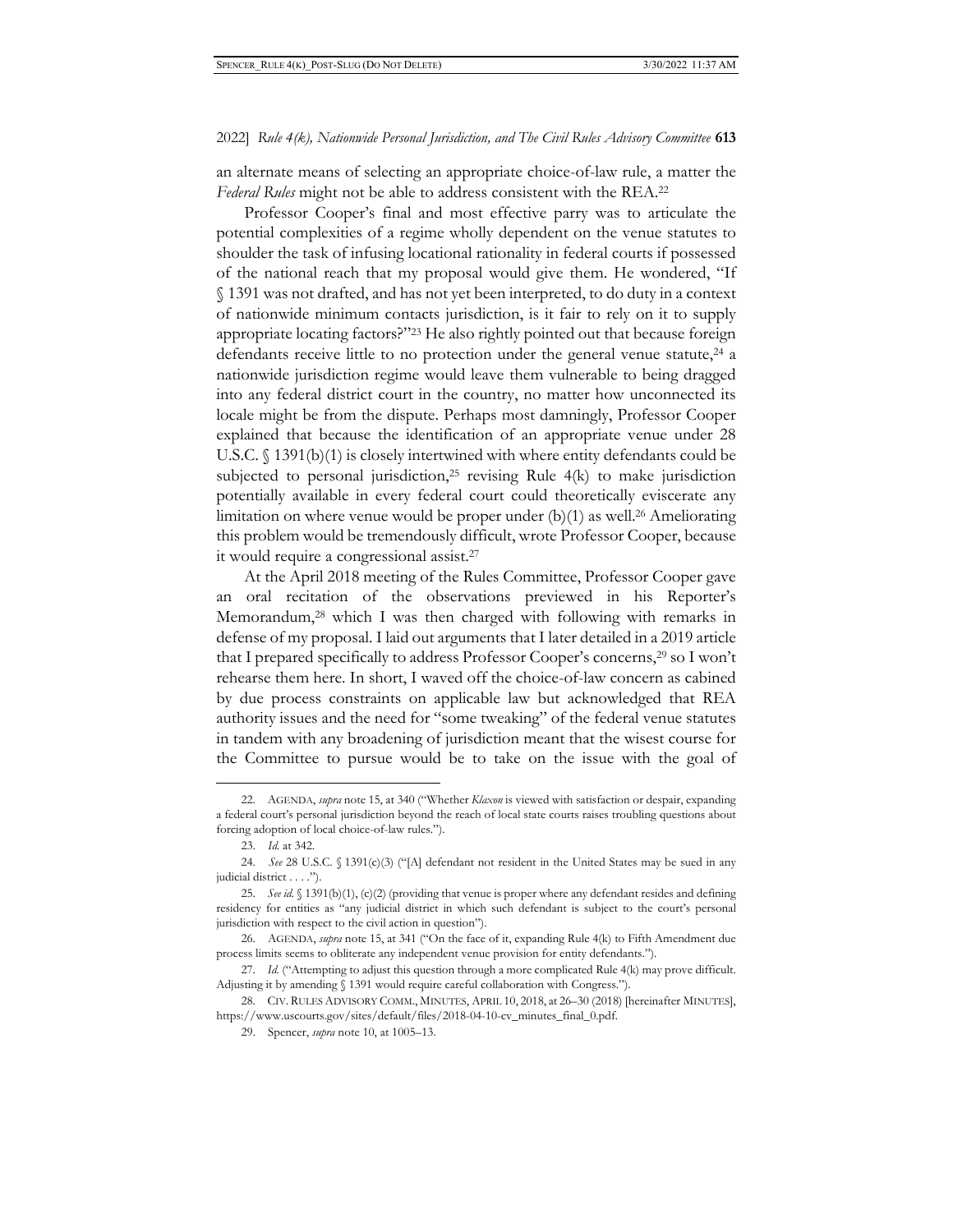an alternate means of selecting an appropriate choice-of-law rule, a matter the *Federal Rules* might not be able to address consistent with the REA.[22]

Professor Cooper's final and most effective parry was to articulate the potential complexities of a regime wholly dependent on the venue statutes to shoulder the task of infusing locational rationality in federal courts if possessed of the national reach that my proposal would give them. He wondered, "If § 1391 was not drafted, and has not yet been interpreted, to do duty in a context of nationwide minimum contacts jurisdiction, is it fair to rely on it to supply appropriate locating factors?"[23] He also rightly pointed out that because foreign defendants receive little to no protection under the general venue statute,[24] a nationwide jurisdiction regime would leave them vulnerable to being dragged into any federal district court in the country, no matter how unconnected its locale might be from the dispute. Perhaps most damningly, Professor Cooper explained that because the identification of an appropriate venue under 28 U.S.C. § 1391(b)(1) is closely intertwined with where entity defendants could be subjected to personal jurisdiction,[25] revising Rule 4(k) to make jurisdiction potentially available in every federal court could theoretically eviscerate any limitation on where venue would be proper under (b)(1) as well.[26] Ameliorating this problem would be tremendously difficult, wrote Professor Cooper, because it would require a congressional assist.[27]

At the April 2018 meeting of the Rules Committee, Professor Cooper gave an oral recitation of the observations previewed in his Reporter's Memorandum,[28] which I was then charged with following with remarks in defense of my proposal. I laid out arguments that I later detailed in a 2019 article that I prepared specifically to address Professor Cooper's concerns,[29] so I won't rehearse them here. In short, I waved off the choice-of-law concern as cabined by due process constraints on applicable law but acknowledged that REA authority issues and the need for "some tweaking" of the federal venue statutes in tandem with any broadening of jurisdiction meant that the wisest course for the Committee to pursue would be to take on the issue with the goal of

---

22. AGENDA, *supra* note 15, at 340 ("Whether *Klaxon* is viewed with satisfaction or despair, expanding a federal court's personal jurisdiction beyond the reach of local state courts raises troubling questions about forcing adoption of local choice-of-law rules.").

23. *Id.* at 342.

24. *See* 28 U.S.C. § 1391(c)(3) ("[A] defendant not resident in the United States may be sued in any judicial district . . . .").

25. *See id.* § 1391(b)(1), (c)(2) (providing that venue is proper where any defendant resides and defining residency for entities as "any judicial district in which such defendant is subject to the court's personal jurisdiction with respect to the civil action in question").

26. AGENDA, *supra* note 15, at 341 ("On the face of it, expanding Rule 4(k) to Fifth Amendment due process limits seems to obliterate any independent venue provision for entity defendants.").

27. *Id.* ("Attempting to adjust this question through a more complicated Rule 4(k) may prove difficult. Adjusting it by amending § 1391 would require careful collaboration with Congress.").

28. CIV. RULES ADVISORY COMM., MINUTES, APRIL 10, 2018, at 26–30 (2018) [hereinafter MINUTES], https://www.uscourts.gov/sites/default/files/2018-04-10-cv_minutes_final_0.pdf.

29. Spencer, *supra* note 10, at 1005–13.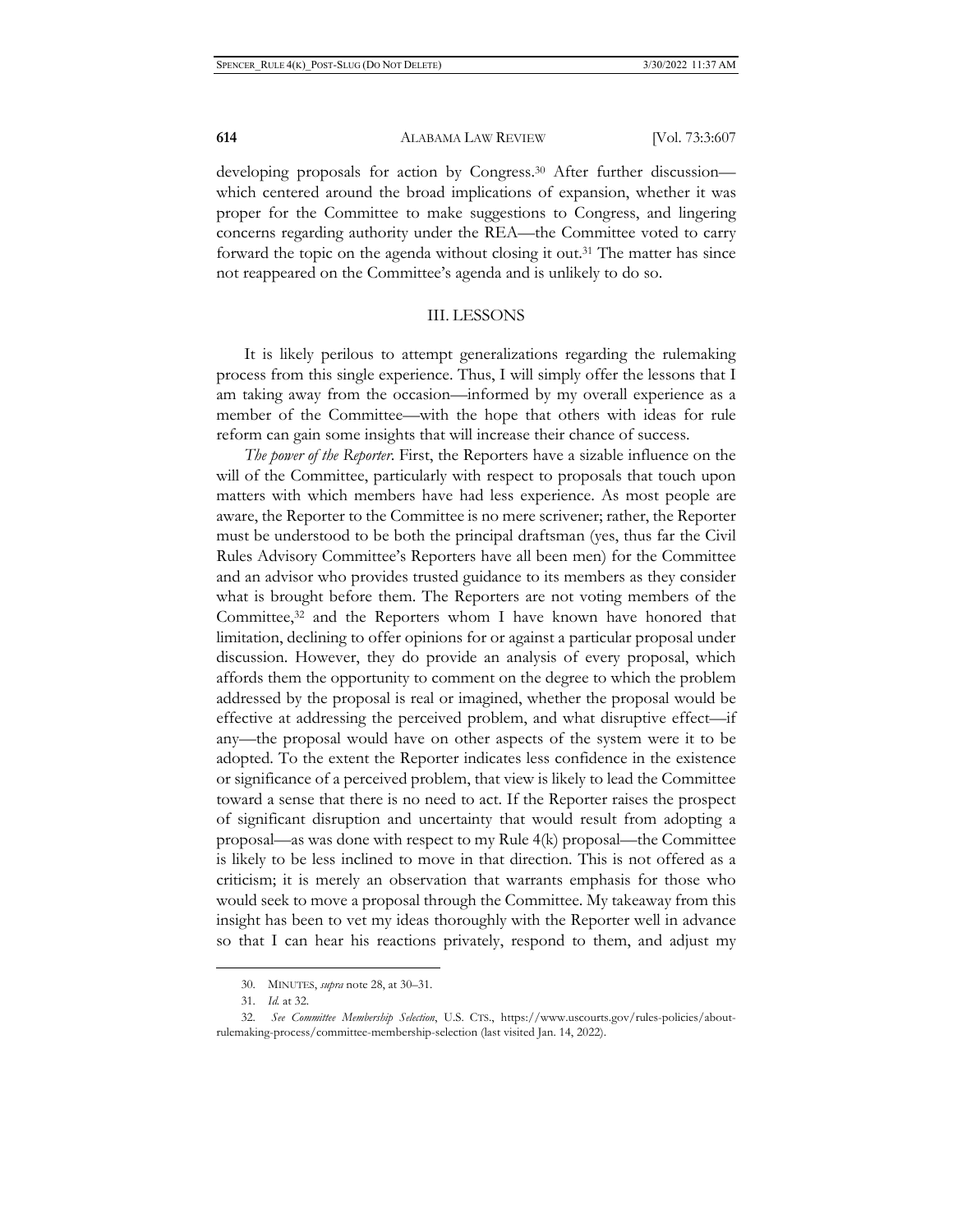developing proposals for action by Congress.[30] After further discussion—which centered around the broad implications of expansion, whether it was proper for the Committee to make suggestions to Congress, and lingering concerns regarding authority under the REA—the Committee voted to carry forward the topic on the agenda without closing it out.[31] The matter has since not reappeared on the Committee's agenda and is unlikely to do so.

## III. LESSONS

It is likely perilous to attempt generalizations regarding the rulemaking process from this single experience. Thus, I will simply offer the lessons that I am taking away from the occasion—informed by my overall experience as a member of the Committee—with the hope that others with ideas for rule reform can gain some insights that will increase their chance of success.

*The power of the Reporter.* First, the Reporters have a sizable influence on the will of the Committee, particularly with respect to proposals that touch upon matters with which members have had less experience. As most people are aware, the Reporter to the Committee is no mere scrivener; rather, the Reporter must be understood to be both the principal draftsman (yes, thus far the Civil Rules Advisory Committee's Reporters have all been men) for the Committee and an advisor who provides trusted guidance to its members as they consider what is brought before them. The Reporters are not voting members of the Committee,[32] and the Reporters whom I have known have honored that limitation, declining to offer opinions for or against a particular proposal under discussion. However, they do provide an analysis of every proposal, which affords them the opportunity to comment on the degree to which the problem addressed by the proposal is real or imagined, whether the proposal would be effective at addressing the perceived problem, and what disruptive effect—if any—the proposal would have on other aspects of the system were it to be adopted. To the extent the Reporter indicates less confidence in the existence or significance of a perceived problem, that view is likely to lead the Committee toward a sense that there is no need to act. If the Reporter raises the prospect of significant disruption and uncertainty that would result from adopting a proposal—as was done with respect to my Rule 4(k) proposal—the Committee is likely to be less inclined to move in that direction. This is not offered as a criticism; it is merely an observation that warrants emphasis for those who would seek to move a proposal through the Committee. My takeaway from this insight has been to vet my ideas thoroughly with the Reporter well in advance so that I can hear his reactions privately, respond to them, and adjust my

30. MINUTES, *supra* note 28, at 30–31.

31. *Id.* at 32.

32. *See Committee Membership Selection*, U.S. CTS., https://www.uscourts.gov/rules-policies/about-rulemaking-process/committee-membership-selection (last visited Jan. 14, 2022).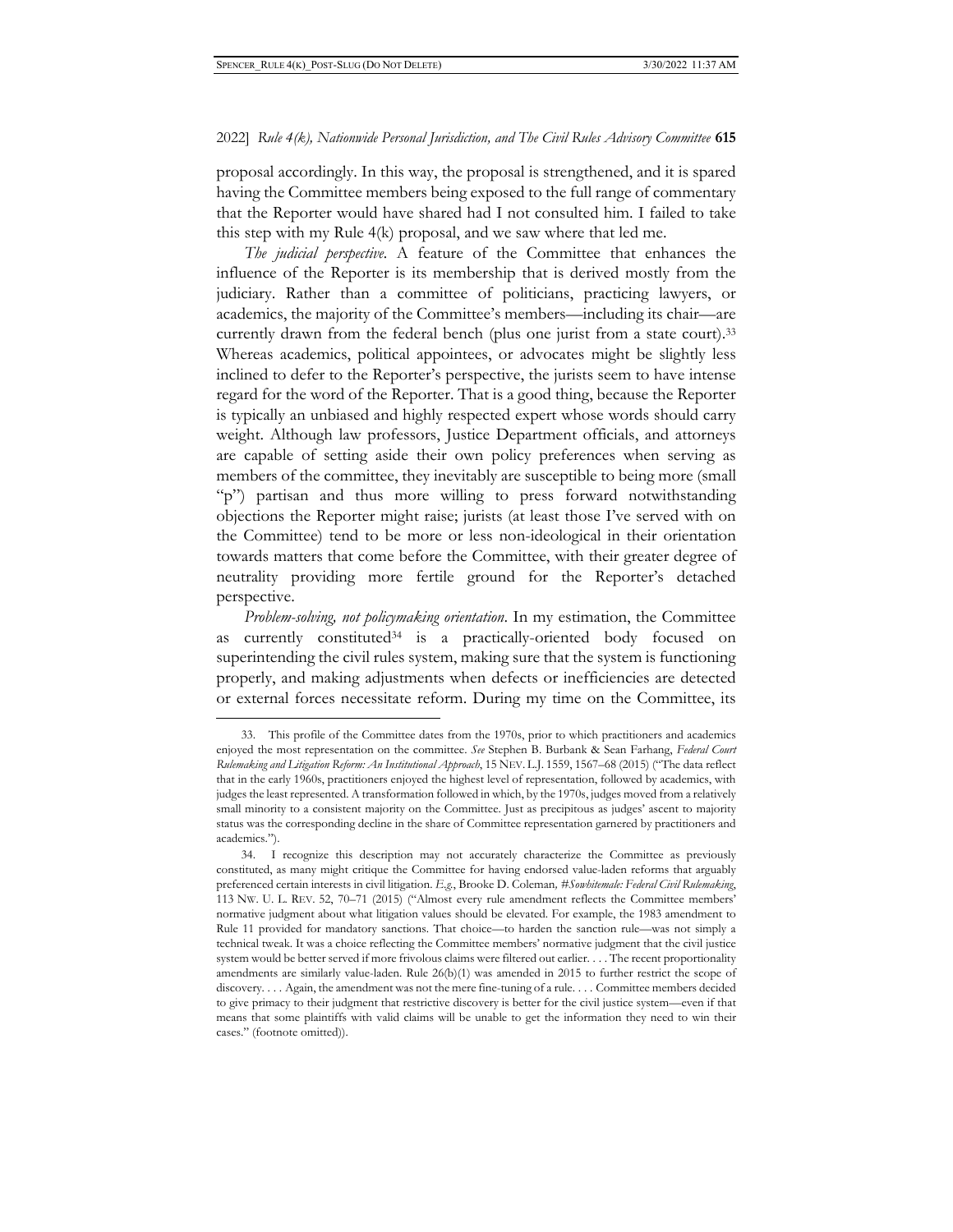proposal accordingly. In this way, the proposal is strengthened, and it is spared having the Committee members being exposed to the full range of commentary that the Reporter would have shared had I not consulted him. I failed to take this step with my Rule 4(k) proposal, and we saw where that led me.

*The judicial perspective*. A feature of the Committee that enhances the influence of the Reporter is its membership that is derived mostly from the judiciary. Rather than a committee of politicians, practicing lawyers, or academics, the majority of the Committee's members—including its chair—are currently drawn from the federal bench (plus one jurist from a state court).[33] Whereas academics, political appointees, or advocates might be slightly less inclined to defer to the Reporter's perspective, the jurists seem to have intense regard for the word of the Reporter. That is a good thing, because the Reporter is typically an unbiased and highly respected expert whose words should carry weight. Although law professors, Justice Department officials, and attorneys are capable of setting aside their own policy preferences when serving as members of the committee, they inevitably are susceptible to being more (small "p") partisan and thus more willing to press forward notwithstanding objections the Reporter might raise; jurists (at least those I've served with on the Committee) tend to be more or less non-ideological in their orientation towards matters that come before the Committee, with their greater degree of neutrality providing more fertile ground for the Reporter's detached perspective.

*Problem-solving, not policymaking orientation*. In my estimation, the Committee as currently constituted[34] is a practically-oriented body focused on superintending the civil rules system, making sure that the system is functioning properly, and making adjustments when defects or inefficiencies are detected or external forces necessitate reform. During my time on the Committee, its

---

33. This profile of the Committee dates from the 1970s, prior to which practitioners and academics enjoyed the most representation on the committee. *See* Stephen B. Burbank & Sean Farhang, *Federal Court Rulemaking and Litigation Reform: An Institutional Approach*, 15 NEV. L.J. 1559, 1567–68 (2015) ("The data reflect that in the early 1960s, practitioners enjoyed the highest level of representation, followed by academics, with judges the least represented. A transformation followed in which, by the 1970s, judges moved from a relatively small minority to a consistent majority on the Committee. Just as precipitous as judges' ascent to majority status was the corresponding decline in the share of Committee representation garnered by practitioners and academics.").

34. I recognize this description may not accurately characterize the Committee as previously constituted, as many might critique the Committee for having endorsed value-laden reforms that arguably preferenced certain interests in civil litigation. *E.g.*, Brooke D. Coleman, *#Sowhitemale: Federal Civil Rulemaking*, 113 NW. U. L. REV. 52, 70–71 (2015) ("Almost every rule amendment reflects the Committee members' normative judgment about what litigation values should be elevated. For example, the 1983 amendment to Rule 11 provided for mandatory sanctions. That choice—to harden the sanction rule—was not simply a technical tweak. It was a choice reflecting the Committee members' normative judgment that the civil justice system would be better served if more frivolous claims were filtered out earlier. . . . The recent proportionality amendments are similarly value-laden. Rule 26(b)(1) was amended in 2015 to further restrict the scope of discovery. . . . Again, the amendment was not the mere fine-tuning of a rule. . . . Committee members decided to give primacy to their judgment that restrictive discovery is better for the civil justice system—even if that means that some plaintiffs with valid claims will be unable to get the information they need to win their cases." (footnote omitted)).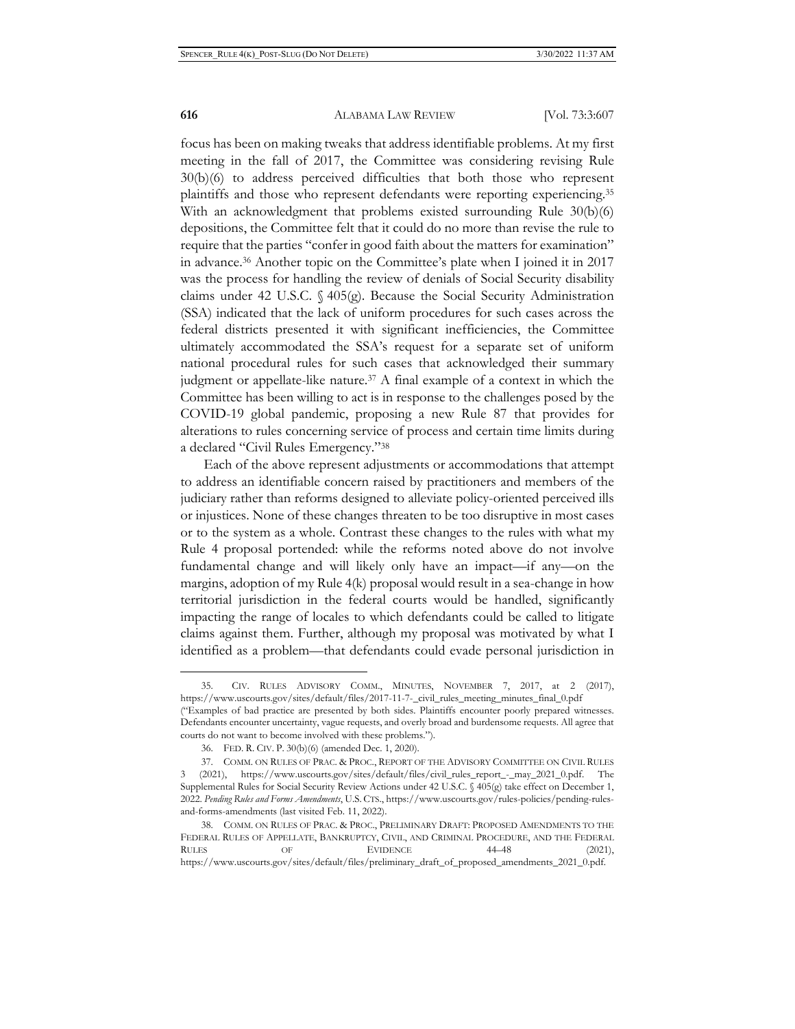focus has been on making tweaks that address identifiable problems. At my first meeting in the fall of 2017, the Committee was considering revising Rule 30(b)(6) to address perceived difficulties that both those who represent plaintiffs and those who represent defendants were reporting experiencing.[35] With an acknowledgment that problems existed surrounding Rule 30(b)(6) depositions, the Committee felt that it could do no more than revise the rule to require that the parties "confer in good faith about the matters for examination" in advance.[36] Another topic on the Committee's plate when I joined it in 2017 was the process for handling the review of denials of Social Security disability claims under 42 U.S.C. § 405(g). Because the Social Security Administration (SSA) indicated that the lack of uniform procedures for such cases across the federal districts presented it with significant inefficiencies, the Committee ultimately accommodated the SSA's request for a separate set of uniform national procedural rules for such cases that acknowledged their summary judgment or appellate-like nature.[37] A final example of a context in which the Committee has been willing to act is in response to the challenges posed by the COVID-19 global pandemic, proposing a new Rule 87 that provides for alterations to rules concerning service of process and certain time limits during a declared "Civil Rules Emergency."[38]

Each of the above represent adjustments or accommodations that attempt to address an identifiable concern raised by practitioners and members of the judiciary rather than reforms designed to alleviate policy-oriented perceived ills or injustices. None of these changes threaten to be too disruptive in most cases or to the system as a whole. Contrast these changes to the rules with what my Rule 4 proposal portended: while the reforms noted above do not involve fundamental change and will likely only have an impact—if any—on the margins, adoption of my Rule 4(k) proposal would result in a sea-change in how territorial jurisdiction in the federal courts would be handled, significantly impacting the range of locales to which defendants could be called to litigate claims against them. Further, although my proposal was motivated by what I identified as a problem—that defendants could evade personal jurisdiction in

---

35. CIV. RULES ADVISORY COMM., MINUTES, NOVEMBER 7, 2017, at 2 (2017), https://www.uscourts.gov/sites/default/files/2017-11-7-_civil_rules_meeting_minutes_final_0.pdf ("Examples of bad practice are presented by both sides. Plaintiffs encounter poorly prepared witnesses. Defendants encounter uncertainty, vague requests, and overly broad and burdensome requests. All agree that courts do not want to become involved with these problems.").

36. FED. R. CIV. P. 30(b)(6) (amended Dec. 1, 2020).

37. COMM. ON RULES OF PRAC. & PROC., REPORT OF THE ADVISORY COMMITTEE ON CIVIL RULES 3 (2021), https://www.uscourts.gov/sites/default/files/civil_rules_report_-_may_2021_0.pdf. The Supplemental Rules for Social Security Review Actions under 42 U.S.C. § 405(g) take effect on December 1, 2022. *Pending Rules and Forms Amendments*, U.S. CTS., https://www.uscourts.gov/rules-policies/pending-rules-and-forms-amendments (last visited Feb. 11, 2022).

38. COMM. ON RULES OF PRAC. & PROC., PRELIMINARY DRAFT: PROPOSED AMENDMENTS TO THE FEDERAL RULES OF APPELLATE, BANKRUPTCY, CIVIL, AND CRIMINAL PROCEDURE, AND THE FEDERAL RULES OF EVIDENCE 44–48 (2021), https://www.uscourts.gov/sites/default/files/preliminary_draft_of_proposed_amendments_2021_0.pdf.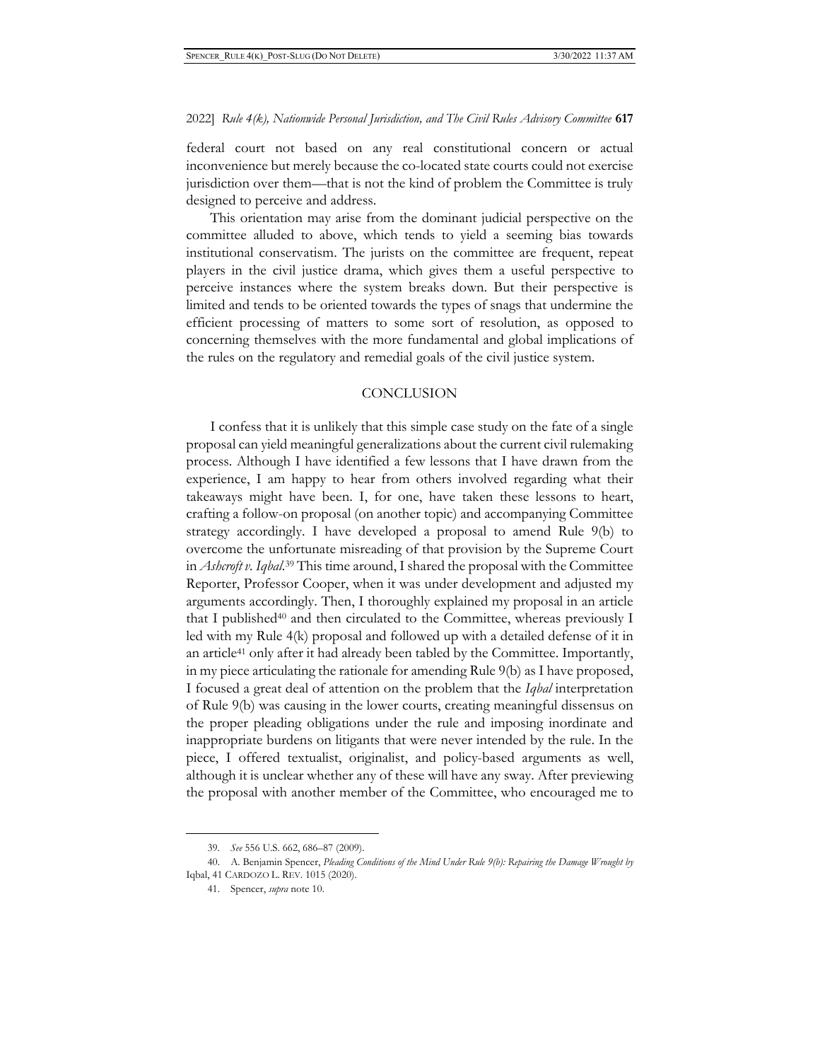federal court not based on any real constitutional concern or actual inconvenience but merely because the co-located state courts could not exercise jurisdiction over them—that is not the kind of problem the Committee is truly designed to perceive and address.

This orientation may arise from the dominant judicial perspective on the committee alluded to above, which tends to yield a seeming bias towards institutional conservatism. The jurists on the committee are frequent, repeat players in the civil justice drama, which gives them a useful perspective to perceive instances where the system breaks down. But their perspective is limited and tends to be oriented towards the types of snags that undermine the efficient processing of matters to some sort of resolution, as opposed to concerning themselves with the more fundamental and global implications of the rules on the regulatory and remedial goals of the civil justice system.

## CONCLUSION

I confess that it is unlikely that this simple case study on the fate of a single proposal can yield meaningful generalizations about the current civil rulemaking process. Although I have identified a few lessons that I have drawn from the experience, I am happy to hear from others involved regarding what their takeaways might have been. I, for one, have taken these lessons to heart, crafting a follow-on proposal (on another topic) and accompanying Committee strategy accordingly. I have developed a proposal to amend Rule 9(b) to overcome the unfortunate misreading of that provision by the Supreme Court in *Ashcroft v. Iqbal*.[39] This time around, I shared the proposal with the Committee Reporter, Professor Cooper, when it was under development and adjusted my arguments accordingly. Then, I thoroughly explained my proposal in an article that I published[40] and then circulated to the Committee, whereas previously I led with my Rule 4(k) proposal and followed up with a detailed defense of it in an article[41] only after it had already been tabled by the Committee. Importantly, in my piece articulating the rationale for amending Rule 9(b) as I have proposed, I focused a great deal of attention on the problem that the *Iqbal* interpretation of Rule 9(b) was causing in the lower courts, creating meaningful dissensus on the proper pleading obligations under the rule and imposing inordinate and inappropriate burdens on litigants that were never intended by the rule. In the piece, I offered textualist, originalist, and policy-based arguments as well, although it is unclear whether any of these will have any sway. After previewing the proposal with another member of the Committee, who encouraged me to

---

39. *See* 556 U.S. 662, 686–87 (2009).

40. A. Benjamin Spencer, *Pleading Conditions of the Mind Under Rule 9(b): Repairing the Damage Wrought by* Iqbal, 41 CARDOZO L. REV. 1015 (2020).

41. Spencer, *supra* note 10.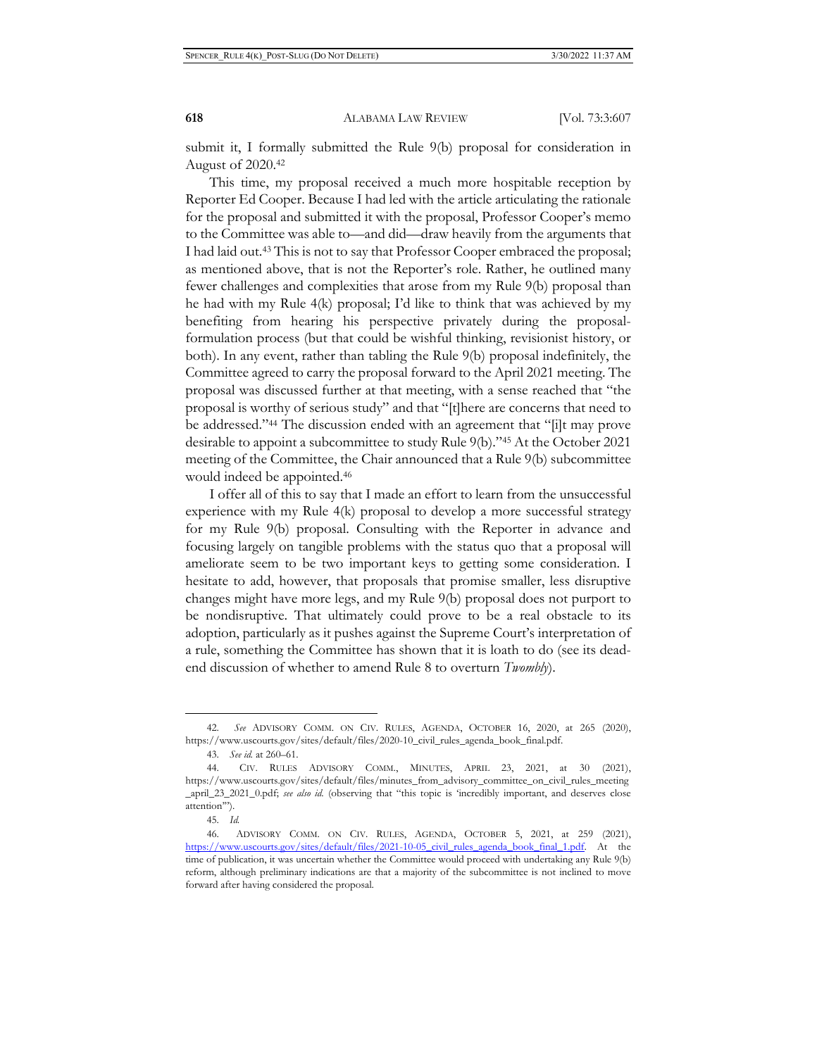submit it, I formally submitted the Rule 9(b) proposal for consideration in August of 2020.[42]

This time, my proposal received a much more hospitable reception by Reporter Ed Cooper. Because I had led with the article articulating the rationale for the proposal and submitted it with the proposal, Professor Cooper's memo to the Committee was able to—and did—draw heavily from the arguments that I had laid out.[43] This is not to say that Professor Cooper embraced the proposal; as mentioned above, that is not the Reporter's role. Rather, he outlined many fewer challenges and complexities that arose from my Rule 9(b) proposal than he had with my Rule 4(k) proposal; I'd like to think that was achieved by my benefiting from hearing his perspective privately during the proposal-formulation process (but that could be wishful thinking, revisionist history, or both). In any event, rather than tabling the Rule 9(b) proposal indefinitely, the Committee agreed to carry the proposal forward to the April 2021 meeting. The proposal was discussed further at that meeting, with a sense reached that "the proposal is worthy of serious study" and that "[t]here are concerns that need to be addressed."[44] The discussion ended with an agreement that "[i]t may prove desirable to appoint a subcommittee to study Rule 9(b)."[45] At the October 2021 meeting of the Committee, the Chair announced that a Rule 9(b) subcommittee would indeed be appointed.[46]

I offer all of this to say that I made an effort to learn from the unsuccessful experience with my Rule 4(k) proposal to develop a more successful strategy for my Rule 9(b) proposal. Consulting with the Reporter in advance and focusing largely on tangible problems with the status quo that a proposal will ameliorate seem to be two important keys to getting some consideration. I hesitate to add, however, that proposals that promise smaller, less disruptive changes might have more legs, and my Rule 9(b) proposal does not purport to be nondisruptive. That ultimately could prove to be a real obstacle to its adoption, particularly as it pushes against the Supreme Court's interpretation of a rule, something the Committee has shown that it is loath to do (see its dead-end discussion of whether to amend Rule 8 to overturn *Twombly*).

---

42. *See* ADVISORY COMM. ON CIV. RULES, AGENDA, OCTOBER 16, 2020, at 265 (2020), https://www.uscourts.gov/sites/default/files/2020-10_civil_rules_agenda_book_final.pdf.

43. *See id.* at 260–61.

44. CIV. RULES ADVISORY COMM., MINUTES, APRIL 23, 2021, at 30 (2021), https://www.uscourts.gov/sites/default/files/minutes_from_advisory_committee_on_civil_rules_meeting_april_23_2021_0.pdf; *see also id.* (observing that "this topic is 'incredibly important, and deserves close attention'").

45. *Id.*

46. ADVISORY COMM. ON CIV. RULES, AGENDA, OCTOBER 5, 2021, at 259 (2021), https://www.uscourts.gov/sites/default/files/2021-10-05_civil_rules_agenda_book_final_1.pdf. At the time of publication, it was uncertain whether the Committee would proceed with undertaking any Rule 9(b) reform, although preliminary indications are that a majority of the subcommittee is not inclined to move forward after having considered the proposal.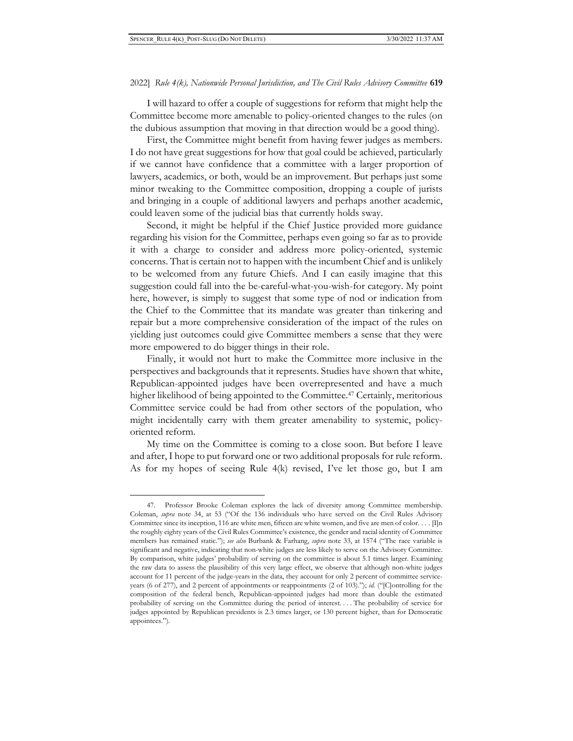I will hazard to offer a couple of suggestions for reform that might help the Committee become more amenable to policy-oriented changes to the rules (on the dubious assumption that moving in that direction would be a good thing).

First, the Committee might benefit from having fewer judges as members. I do not have great suggestions for how that goal could be achieved, particularly if we cannot have confidence that a committee with a larger proportion of lawyers, academics, or both, would be an improvement. But perhaps just some minor tweaking to the Committee composition, dropping a couple of jurists and bringing in a couple of additional lawyers and perhaps another academic, could leaven some of the judicial bias that currently holds sway.

Second, it might be helpful if the Chief Justice provided more guidance regarding his vision for the Committee, perhaps even going so far as to provide it with a charge to consider and address more policy-oriented, systemic concerns. That is certain not to happen with the incumbent Chief and is unlikely to be welcomed from any future Chiefs. And I can easily imagine that this suggestion could fall into the be-careful-what-you-wish-for category. My point here, however, is simply to suggest that some type of nod or indication from the Chief to the Committee that its mandate was greater than tinkering and repair but a more comprehensive consideration of the impact of the rules on yielding just outcomes could give Committee members a sense that they were more empowered to do bigger things in their role.

Finally, it would not hurt to make the Committee more inclusive in the perspectives and backgrounds that it represents. Studies have shown that white, Republican-appointed judges have been overrepresented and have a much higher likelihood of being appointed to the Committee.[47] Certainly, meritorious Committee service could be had from other sectors of the population, who might incidentally carry with them greater amenability to systemic, policy-oriented reform.

My time on the Committee is coming to a close soon. But before I leave and after, I hope to put forward one or two additional proposals for rule reform. As for my hopes of seeing Rule 4(k) revised, I've let those go, but I am

---

47. Professor Brooke Coleman explores the lack of diversity among Committee membership. Coleman, *supra* note 34, at 53 ("Of the 136 individuals who have served on the Civil Rules Advisory Committee since its inception, 116 are white men, fifteen are white women, and five are men of color. . . . [I]n the roughly eighty years of the Civil Rules Committee's existence, the gender and racial identity of Committee members has remained static."); *see also* Burbank & Farhang, *supra* note 33, at 1574 ("The race variable is significant and negative, indicating that non-white judges are less likely to serve on the Advisory Committee. By comparison, white judges' probability of serving on the committee is about 5.1 times larger. Examining the raw data to assess the plausibility of this very large effect, we observe that although non-white judges account for 11 percent of the judge-years in the data, they account for only 2 percent of committee service-years (6 of 277), and 2 percent of appointments or reappointments (2 of 103)."); *id.* ("[C]ontrolling for the composition of the federal bench, Republican-appointed judges had more than double the estimated probability of serving on the Committee during the period of interest. . . . The probability of service for judges appointed by Republican presidents is 2.3 times larger, or 130 percent higher, than for Democratic appointees.").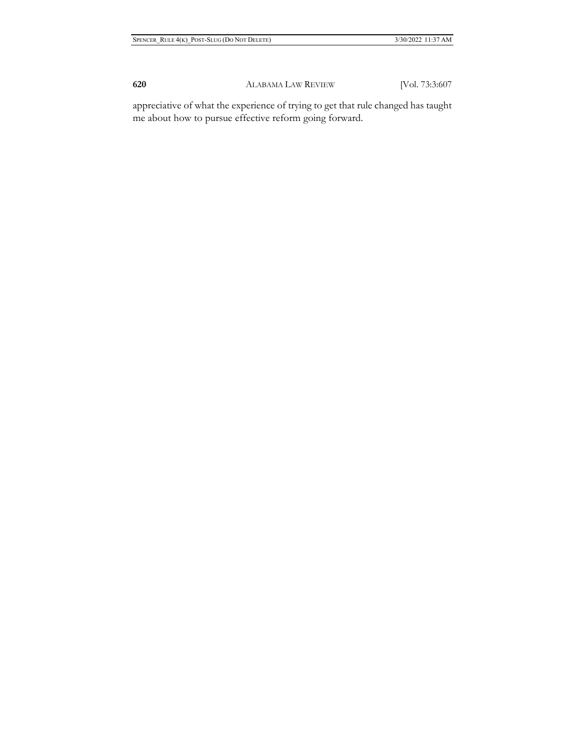appreciative of what the experience of trying to get that rule changed has taught me about how to pursue effective reform going forward.